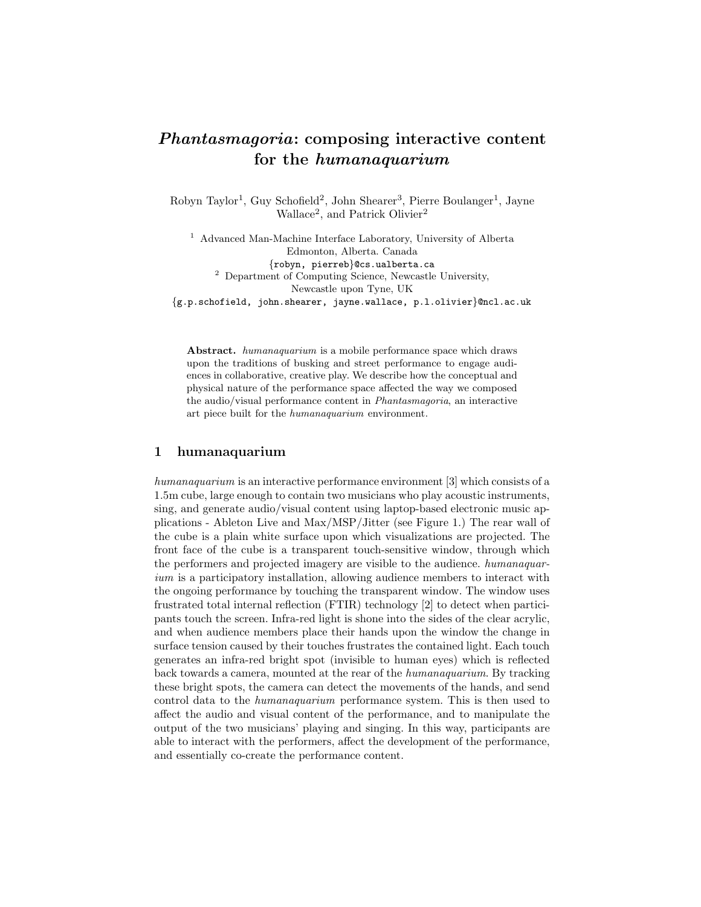# *Phantasmagoria*: composing interactive content for the *humanaquarium*

Robyn Taylor[1], Guy Schofield[2], John Shearer[3], Pierre Boulanger[1], Jayne Wallace[2], and Patrick Olivier[2]

[1] Advanced Man-Machine Interface Laboratory, University of Alberta Edmonton, Alberta. Canada
{robyn, pierreb}@cs.ualberta.ca

[2] Department of Computing Science, Newcastle University, Newcastle upon Tyne, UK
{g.p.schofield, john.shearer, jayne.wallace, p.l.olivier}@ncl.ac.uk

**Abstract.** *humanaquarium* is a mobile performance space which draws upon the traditions of busking and street performance to engage audiences in collaborative, creative play. We describe how the conceptual and physical nature of the performance space affected the way we composed the audio/visual performance content in *Phantasmagoria*, an interactive art piece built for the *humanaquarium* environment.

## 1 humanaquarium

*humanaquarium* is an interactive performance environment [3] which consists of a 1.5m cube, large enough to contain two musicians who play acoustic instruments, sing, and generate audio/visual content using laptop-based electronic music applications - Ableton Live and Max/MSP/Jitter (see Figure 1.) The rear wall of the cube is a plain white surface upon which visualizations are projected. The front face of the cube is a transparent touch-sensitive window, through which the performers and projected imagery are visible to the audience. *humanaquarium* is a participatory installation, allowing audience members to interact with the ongoing performance by touching the transparent window. The window uses frustrated total internal reflection (FTIR) technology [2] to detect when participants touch the screen. Infra-red light is shone into the sides of the clear acrylic, and when audience members place their hands upon the window the change in surface tension caused by their touches frustrates the contained light. Each touch generates an infra-red bright spot (invisible to human eyes) which is reflected back towards a camera, mounted at the rear of the *humanaquarium*. By tracking these bright spots, the camera can detect the movements of the hands, and send control data to the *humanaquarium* performance system. This is then used to affect the audio and visual content of the performance, and to manipulate the output of the two musicians' playing and singing. In this way, participants are able to interact with the performers, affect the development of the performance, and essentially co-create the performance content.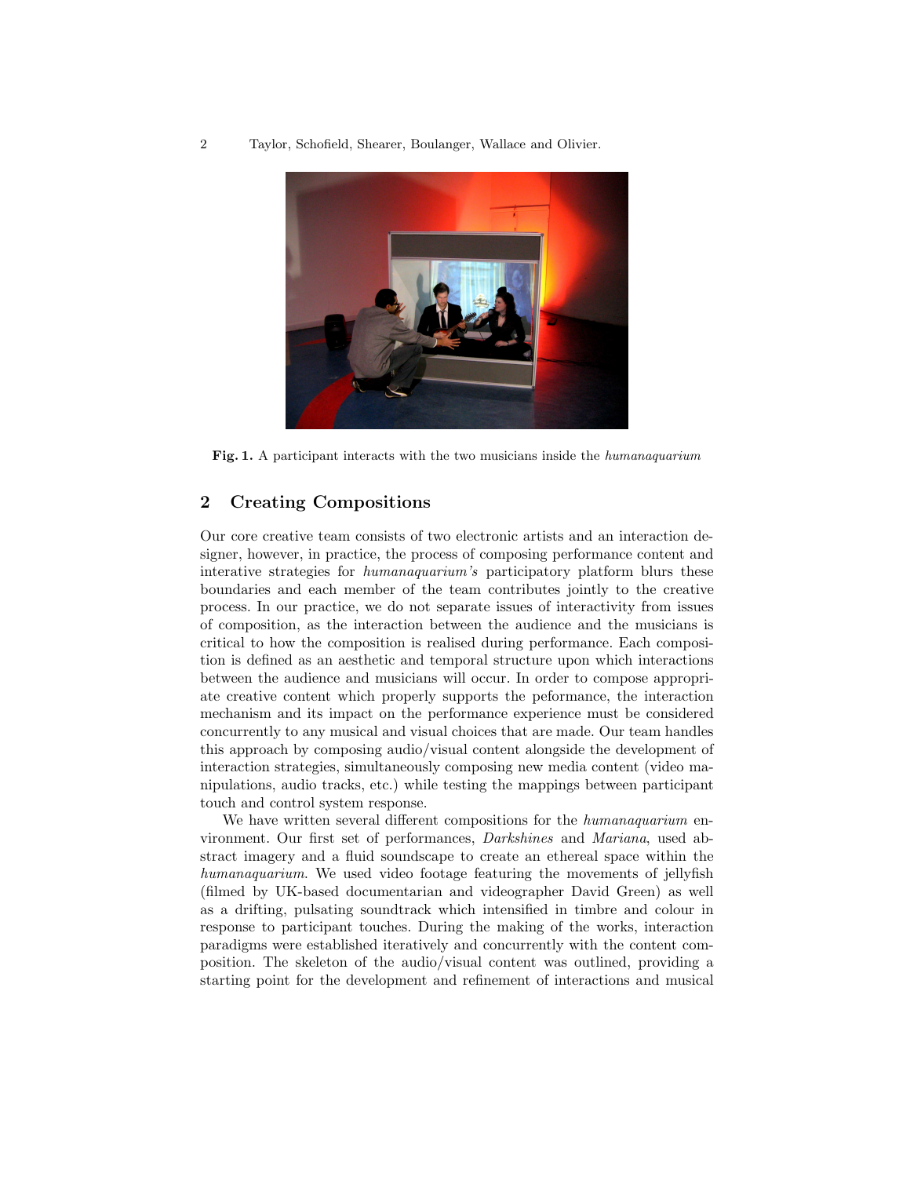**Fig. 1.** A participant interacts with the two musicians inside the *humanaquarium*

## 2 Creating Compositions

Our core creative team consists of two electronic artists and an interaction designer, however, in practice, the process of composing performance content and interative strategies for *humanaquarium's* participatory platform blurs these boundaries and each member of the team contributes jointly to the creative process. In our practice, we do not separate issues of interactivity from issues of composition, as the interaction between the audience and the musicians is critical to how the composition is realised during performance. Each composition is defined as an aesthetic and temporal structure upon which interactions between the audience and musicians will occur. In order to compose appropriate creative content which properly supports the peformance, the interaction mechanism and its impact on the performance experience must be considered concurrently to any musical and visual choices that are made. Our team handles this approach by composing audio/visual content alongside the development of interaction strategies, simultaneously composing new media content (video manipulations, audio tracks, etc.) while testing the mappings between participant touch and control system response.

We have written several different compositions for the *humanaquarium* environment. Our first set of performances, *Darkshines* and *Mariana*, used abstract imagery and a fluid soundscape to create an ethereal space within the *humanaquarium*. We used video footage featuring the movements of jellyfish (filmed by UK-based documentarian and videographer David Green) as well as a drifting, pulsating soundtrack which intensified in timbre and colour in response to participant touches. During the making of the works, interaction paradigms were established iteratively and concurrently with the content composition. The skeleton of the audio/visual content was outlined, providing a starting point for the development and refinement of interactions and musical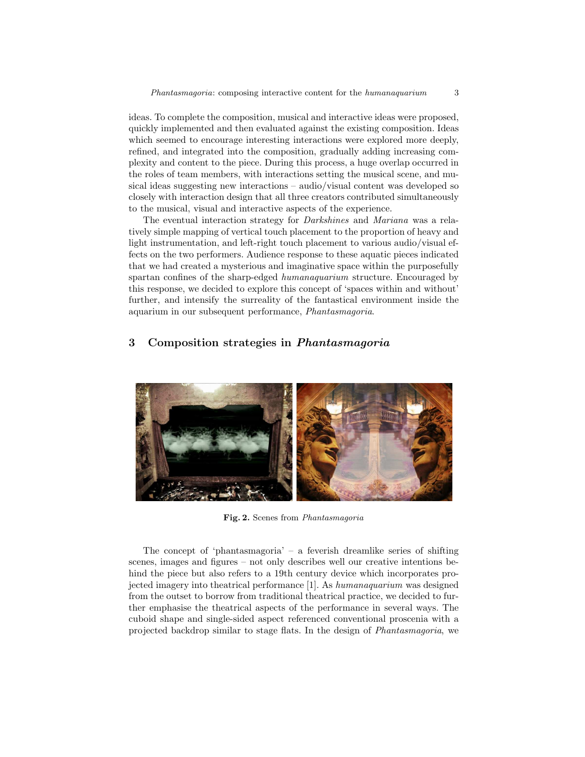ideas. To complete the composition, musical and interactive ideas were proposed, quickly implemented and then evaluated against the existing composition. Ideas which seemed to encourage interesting interactions were explored more deeply, refined, and integrated into the composition, gradually adding increasing complexity and content to the piece. During this process, a huge overlap occurred in the roles of team members, with interactions setting the musical scene, and musical ideas suggesting new interactions – audio/visual content was developed so closely with interaction design that all three creators contributed simultaneously to the musical, visual and interactive aspects of the experience.

The eventual interaction strategy for *Darkshines* and *Mariana* was a relatively simple mapping of vertical touch placement to the proportion of heavy and light instrumentation, and left-right touch placement to various audio/visual effects on the two performers. Audience response to these aquatic pieces indicated that we had created a mysterious and imaginative space within the purposefully spartan confines of the sharp-edged *humanaquarium* structure. Encouraged by this response, we decided to explore this concept of 'spaces within and without' further, and intensify the surreality of the fantastical environment inside the aquarium in our subsequent performance, *Phantasmagoria*.

## 3 Composition strategies in *Phantasmagoria*

**Fig. 2.** Scenes from *Phantasmagoria*

The concept of 'phantasmagoria' – a feverish dreamlike series of shifting scenes, images and figures – not only describes well our creative intentions behind the piece but also refers to a 19th century device which incorporates projected imagery into theatrical performance [1]. As *humanaquarium* was designed from the outset to borrow from traditional theatrical practice, we decided to further emphasise the theatrical aspects of the performance in several ways. The cuboid shape and single-sided aspect referenced conventional proscenia with a projected backdrop similar to stage flats. In the design of *Phantasmagoria*, we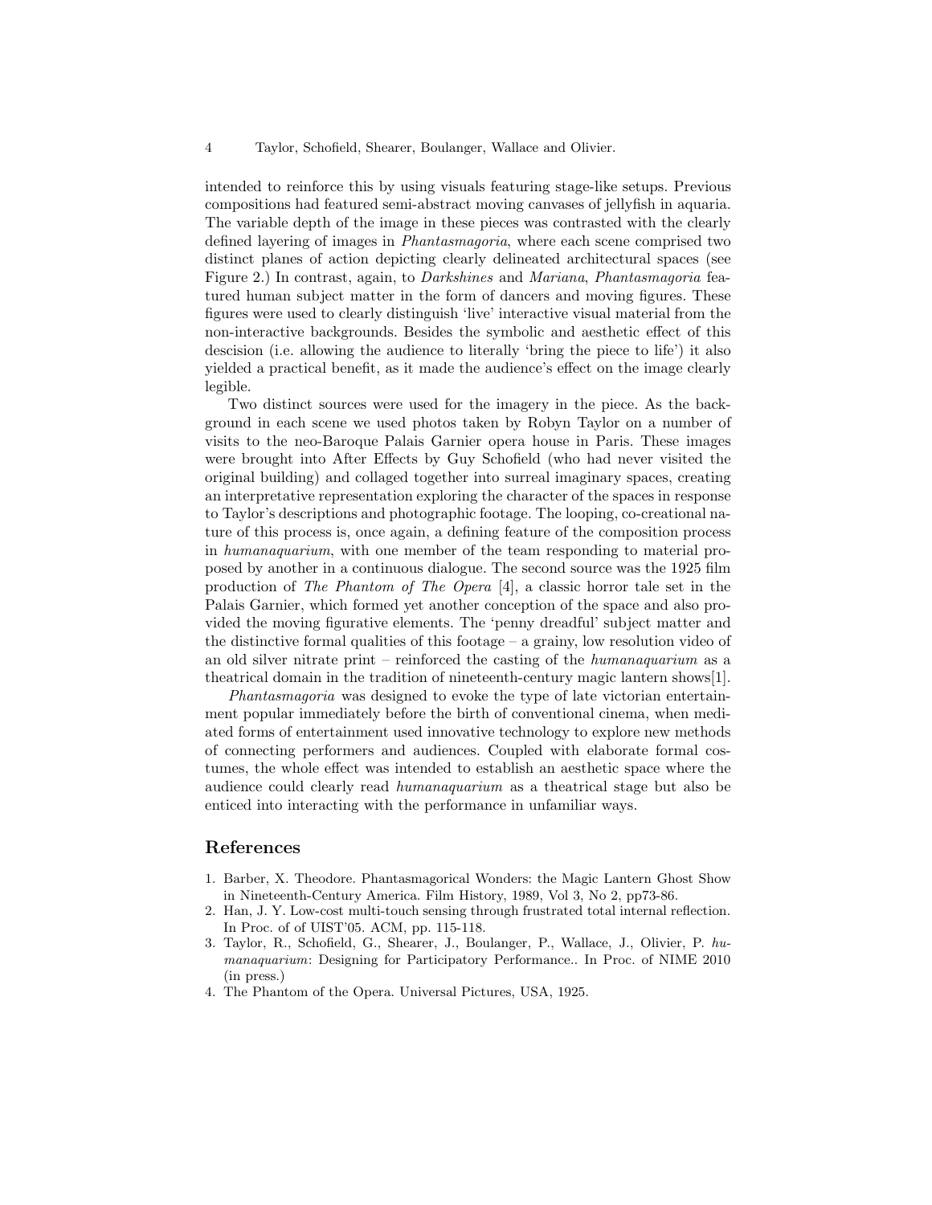intended to reinforce this by using visuals featuring stage-like setups. Previous compositions had featured semi-abstract moving canvases of jellyfish in aquaria. The variable depth of the image in these pieces was contrasted with the clearly defined layering of images in *Phantasmagoria*, where each scene comprised two distinct planes of action depicting clearly delineated architectural spaces (see Figure 2.) In contrast, again, to *Darkshines* and *Mariana*, *Phantasmagoria* featured human subject matter in the form of dancers and moving figures. These figures were used to clearly distinguish 'live' interactive visual material from the non-interactive backgrounds. Besides the symbolic and aesthetic effect of this descision (i.e. allowing the audience to literally 'bring the piece to life') it also yielded a practical benefit, as it made the audience's effect on the image clearly legible.

Two distinct sources were used for the imagery in the piece. As the background in each scene we used photos taken by Robyn Taylor on a number of visits to the neo-Baroque Palais Garnier opera house in Paris. These images were brought into After Effects by Guy Schofield (who had never visited the original building) and collaged together into surreal imaginary spaces, creating an interpretative representation exploring the character of the spaces in response to Taylor's descriptions and photographic footage. The looping, co-creational nature of this process is, once again, a defining feature of the composition process in *humanaquarium*, with one member of the team responding to material proposed by another in a continuous dialogue. The second source was the 1925 film production of *The Phantom of The Opera* [4], a classic horror tale set in the Palais Garnier, which formed yet another conception of the space and also provided the moving figurative elements. The 'penny dreadful' subject matter and the distinctive formal qualities of this footage – a grainy, low resolution video of an old silver nitrate print – reinforced the casting of the *humanaquarium* as a theatrical domain in the tradition of nineteenth-century magic lantern shows[1].

*Phantasmagoria* was designed to evoke the type of late victorian entertainment popular immediately before the birth of conventional cinema, when mediated forms of entertainment used innovative technology to explore new methods of connecting performers and audiences. Coupled with elaborate formal costumes, the whole effect was intended to establish an aesthetic space where the audience could clearly read *humanaquarium* as a theatrical stage but also be enticed into interacting with the performance in unfamiliar ways.

## References

1. Barber, X. Theodore. Phantasmagorical Wonders: the Magic Lantern Ghost Show in Nineteenth-Century America. Film History, 1989, Vol 3, No 2, pp73-86.
2. Han, J. Y. Low-cost multi-touch sensing through frustrated total internal reflection. In Proc. of of UIST'05. ACM, pp. 115-118.
3. Taylor, R., Schofield, G., Shearer, J., Boulanger, P., Wallace, J., Olivier, P. *humanaquarium*: Designing for Participatory Performance.. In Proc. of NIME 2010 (in press.)
4. The Phantom of the Opera. Universal Pictures, USA, 1925.